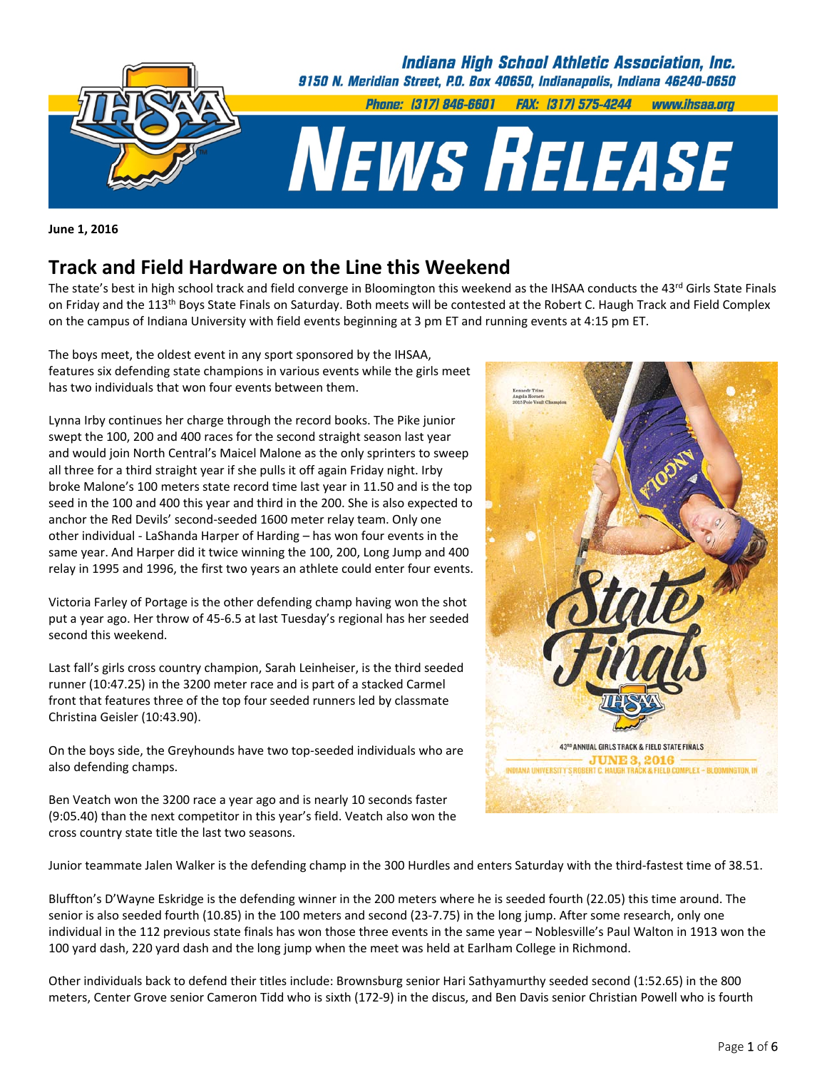Indiana High School Athletic Association, Inc.
9150 N. Meridian Street, P.O. Box 40650, Indianapolis, Indiana 46240-0650
Phone: (317) 846-6601 FAX: (317) 575-4244 www.ihsaa.org

# News Release

**June 1, 2016**

## Track and Field Hardware on the Line this Weekend

The state's best in high school track and field converge in Bloomington this weekend as the IHSAA conducts the 43rd Girls State Finals on Friday and the 113th Boys State Finals on Saturday. Both meets will be contested at the Robert C. Haugh Track and Field Complex on the campus of Indiana University with field events beginning at 3 pm ET and running events at 4:15 pm ET.

The boys meet, the oldest event in any sport sponsored by the IHSAA, features six defending state champions in various events while the girls meet has two individuals that won four events between them.

Lynna Irby continues her charge through the record books. The Pike junior swept the 100, 200 and 400 races for the second straight season last year and would join North Central's Maicel Malone as the only sprinters to sweep all three for a third straight year if she pulls it off again Friday night. Irby broke Malone's 100 meters state record time last year in 11.50 and is the top seed in the 100 and 400 this year and third in the 200. She is also expected to anchor the Red Devils' second-seeded 1600 meter relay team. Only one other individual - LaShanda Harper of Harding – has won four events in the same year. And Harper did it twice winning the 100, 200, Long Jump and 400 relay in 1995 and 1996, the first two years an athlete could enter four events.

Victoria Farley of Portage is the other defending champ having won the shot put a year ago. Her throw of 45-6.5 at last Tuesday's regional has her seeded second this weekend.

Last fall's girls cross country champion, Sarah Leinheiser, is the third seeded runner (10:47.25) in the 3200 meter race and is part of a stacked Carmel front that features three of the top four seeded runners led by classmate Christina Geisler (10:43.90).

On the boys side, the Greyhounds have two top-seeded individuals who are also defending champs.

Ben Veatch won the 3200 race a year ago and is nearly 10 seconds faster (9:05.40) than the next competitor in this year's field. Veatch also won the cross country state title the last two seasons.

Junior teammate Jalen Walker is the defending champ in the 300 Hurdles and enters Saturday with the third-fastest time of 38.51.

Bluffton's D'Wayne Eskridge is the defending winner in the 200 meters where he is seeded fourth (22.05) this time around. The senior is also seeded fourth (10.85) in the 100 meters and second (23-7.75) in the long jump. After some research, only one individual in the 112 previous state finals has won those three events in the same year – Noblesville's Paul Walton in 1913 won the 100 yard dash, 220 yard dash and the long jump when the meet was held at Earlham College in Richmond.

Other individuals back to defend their titles include: Brownsburg senior Hari Sathyamurthy seeded second (1:52.65) in the 800 meters, Center Grove senior Cameron Tidd who is sixth (172-9) in the discus, and Ben Davis senior Christian Powell who is fourth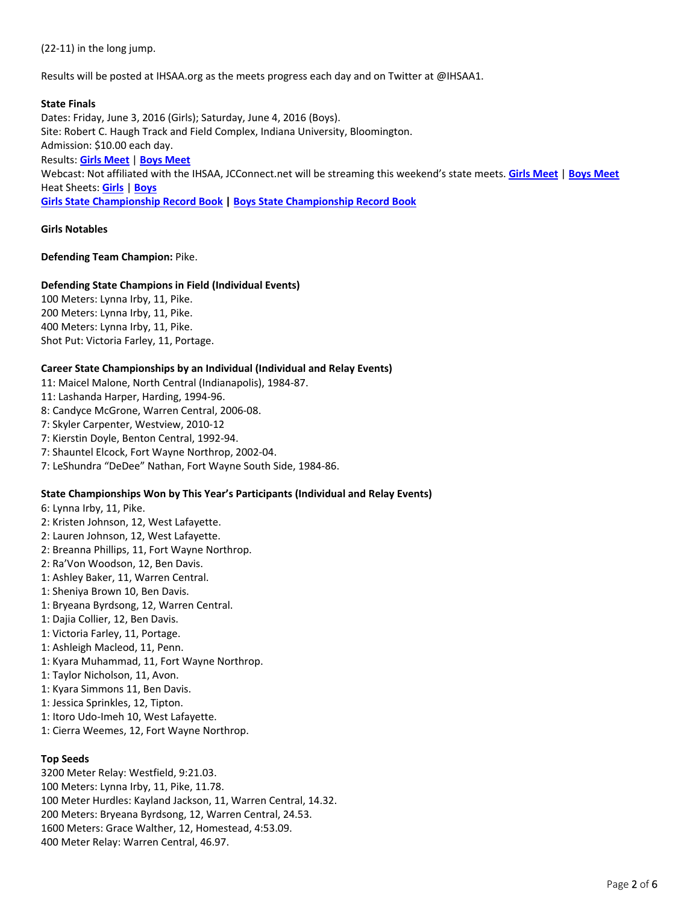(22-11) in the long jump.

Results will be posted at IHSAA.org as the meets progress each day and on Twitter at @IHSAA1.

**State Finals**
Dates: Friday, June 3, 2016 (Girls); Saturday, June 4, 2016 (Boys).
Site: Robert C. Haugh Track and Field Complex, Indiana University, Bloomington.
Admission: $10.00 each day.
Results: **Girls Meet** | **Boys Meet**
Webcast: Not affiliated with the IHSAA, JCConnect.net will be streaming this weekend's state meets. **Girls Meet** | **Boys Meet**
Heat Sheets: **Girls** | **Boys**
**Girls State Championship Record Book** | **Boys State Championship Record Book**

**Girls Notables**

**Defending Team Champion:** Pike.

**Defending State Champions in Field (Individual Events)**
100 Meters: Lynna Irby, 11, Pike.
200 Meters: Lynna Irby, 11, Pike.
400 Meters: Lynna Irby, 11, Pike.
Shot Put: Victoria Farley, 11, Portage.

**Career State Championships by an Individual (Individual and Relay Events)**
11: Maicel Malone, North Central (Indianapolis), 1984-87.
11: Lashanda Harper, Harding, 1994-96.
8: Candyce McGrone, Warren Central, 2006-08.
7: Skyler Carpenter, Westview, 2010-12
7: Kierstin Doyle, Benton Central, 1992-94.
7: Shauntel Elcock, Fort Wayne Northrop, 2002-04.
7: LeShundra "DeDee" Nathan, Fort Wayne South Side, 1984-86.

**State Championships Won by This Year's Participants (Individual and Relay Events)**
6: Lynna Irby, 11, Pike.
2: Kristen Johnson, 12, West Lafayette.
2: Lauren Johnson, 12, West Lafayette.
2: Breanna Phillips, 11, Fort Wayne Northrop.
2: Ra'Von Woodson, 12, Ben Davis.
1: Ashley Baker, 11, Warren Central.
1: Sheniya Brown 10, Ben Davis.
1: Bryeana Byrdsong, 12, Warren Central.
1: Dajia Collier, 12, Ben Davis.
1: Victoria Farley, 11, Portage.
1: Ashleigh Macleod, 11, Penn.
1: Kyara Muhammad, 11, Fort Wayne Northrop.
1: Taylor Nicholson, 11, Avon.
1: Kyara Simmons 11, Ben Davis.
1: Jessica Sprinkles, 12, Tipton.
1: Itoro Udo-Imeh 10, West Lafayette.
1: Cierra Weemes, 12, Fort Wayne Northrop.

**Top Seeds**
3200 Meter Relay: Westfield, 9:21.03.
100 Meters: Lynna Irby, 11, Pike, 11.78.
100 Meter Hurdles: Kayland Jackson, 11, Warren Central, 14.32.
200 Meters: Bryeana Byrdsong, 12, Warren Central, 24.53.
1600 Meters: Grace Walther, 12, Homestead, 4:53.09.
400 Meter Relay: Warren Central, 46.97.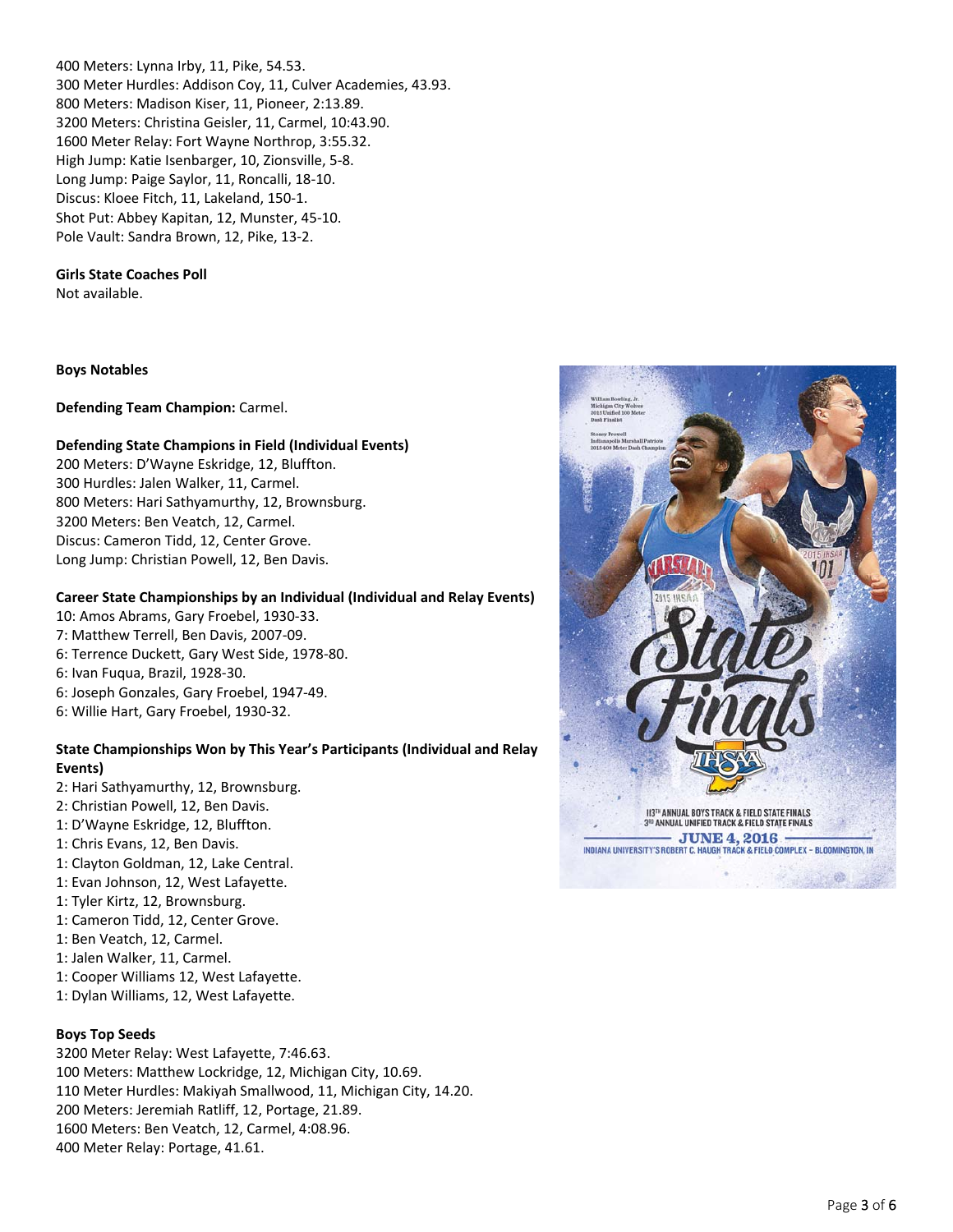400 Meters: Lynna Irby, 11, Pike, 54.53.
300 Meter Hurdles: Addison Coy, 11, Culver Academies, 43.93.
800 Meters: Madison Kiser, 11, Pioneer, 2:13.89.
3200 Meters: Christina Geisler, 11, Carmel, 10:43.90.
1600 Meter Relay: Fort Wayne Northrop, 3:55.32.
High Jump: Katie Isenbarger, 10, Zionsville, 5-8.
Long Jump: Paige Saylor, 11, Roncalli, 18-10.
Discus: Kloee Fitch, 11, Lakeland, 150-1.
Shot Put: Abbey Kapitan, 12, Munster, 45-10.
Pole Vault: Sandra Brown, 12, Pike, 13-2.

**Girls State Coaches Poll**
Not available.

**Boys Notables**

**Defending Team Champion:** Carmel.

**Defending State Champions in Field (Individual Events)**
200 Meters: D'Wayne Eskridge, 12, Bluffton.
300 Hurdles: Jalen Walker, 11, Carmel.
800 Meters: Hari Sathyamurthy, 12, Brownsburg.
3200 Meters: Ben Veatch, 12, Carmel.
Discus: Cameron Tidd, 12, Center Grove.
Long Jump: Christian Powell, 12, Ben Davis.

**Career State Championships by an Individual (Individual and Relay Events)**
10: Amos Abrams, Gary Froebel, 1930-33.
7: Matthew Terrell, Ben Davis, 2007-09.
6: Terrence Duckett, Gary West Side, 1978-80.
6: Ivan Fuqua, Brazil, 1928-30.
6: Joseph Gonzales, Gary Froebel, 1947-49.
6: Willie Hart, Gary Froebel, 1930-32.

**State Championships Won by This Year's Participants (Individual and Relay Events)**
2: Hari Sathyamurthy, 12, Brownsburg.
2: Christian Powell, 12, Ben Davis.
1: D'Wayne Eskridge, 12, Bluffton.
1: Chris Evans, 12, Ben Davis.
1: Clayton Goldman, 12, Lake Central.
1: Evan Johnson, 12, West Lafayette.
1: Tyler Kirtz, 12, Brownsburg.
1: Cameron Tidd, 12, Center Grove.
1: Ben Veatch, 12, Carmel.
1: Jalen Walker, 11, Carmel.
1: Cooper Williams 12, West Lafayette.
1: Dylan Williams, 12, West Lafayette.

**Boys Top Seeds**
3200 Meter Relay: West Lafayette, 7:46.63.
100 Meters: Matthew Lockridge, 12, Michigan City, 10.69.
110 Meter Hurdles: Makiyah Smallwood, 11, Michigan City, 14.20.
200 Meters: Jeremiah Ratliff, 12, Portage, 21.89.
1600 Meters: Ben Veatch, 12, Carmel, 4:08.96.
400 Meter Relay: Portage, 41.61.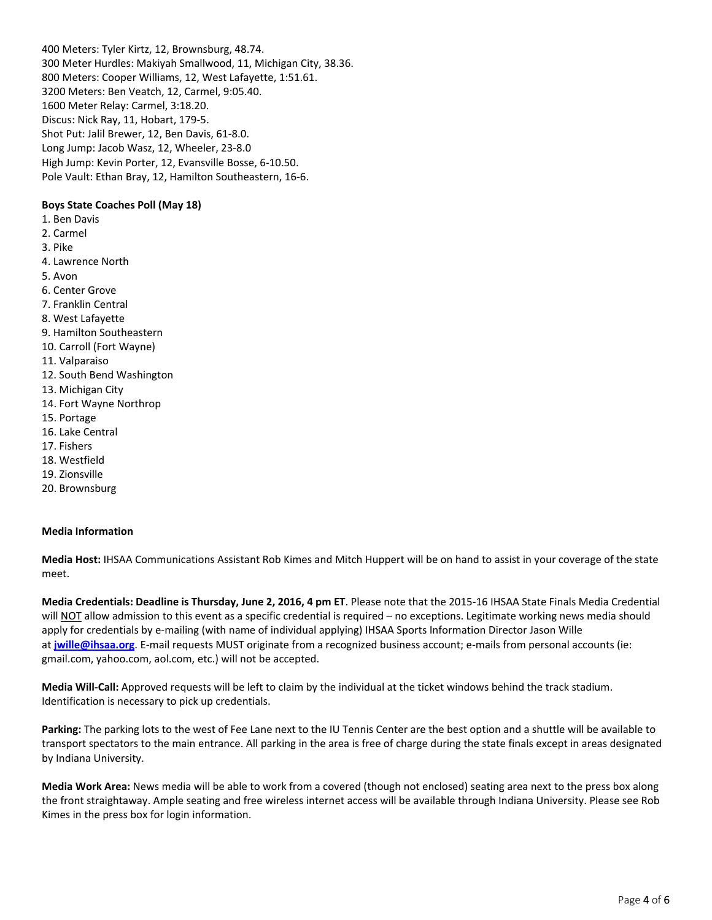400 Meters: Tyler Kirtz, 12, Brownsburg, 48.74.
300 Meter Hurdles: Makiyah Smallwood, 11, Michigan City, 38.36.
800 Meters: Cooper Williams, 12, West Lafayette, 1:51.61.
3200 Meters: Ben Veatch, 12, Carmel, 9:05.40.
1600 Meter Relay: Carmel, 3:18.20.
Discus: Nick Ray, 11, Hobart, 179-5.
Shot Put: Jalil Brewer, 12, Ben Davis, 61-8.0.
Long Jump: Jacob Wasz, 12, Wheeler, 23-8.0
High Jump: Kevin Porter, 12, Evansville Bosse, 6-10.50.
Pole Vault: Ethan Bray, 12, Hamilton Southeastern, 16-6.

**Boys State Coaches Poll (May 18)**

1. Ben Davis
2. Carmel
3. Pike
4. Lawrence North
5. Avon
6. Center Grove
7. Franklin Central
8. West Lafayette
9. Hamilton Southeastern
10. Carroll (Fort Wayne)
11. Valparaiso
12. South Bend Washington
13. Michigan City
14. Fort Wayne Northrop
15. Portage
16. Lake Central
17. Fishers
18. Westfield
19. Zionsville
20. Brownsburg

**Media Information**

**Media Host:** IHSAA Communications Assistant Rob Kimes and Mitch Huppert will be on hand to assist in your coverage of the state meet.

**Media Credentials: Deadline is Thursday, June 2, 2016, 4 pm ET**. Please note that the 2015-16 IHSAA State Finals Media Credential will NOT allow admission to this event as a specific credential is required – no exceptions. Legitimate working news media should apply for credentials by e-mailing (with name of individual applying) IHSAA Sports Information Director Jason Wille at **jwille@ihsaa.org**. E-mail requests MUST originate from a recognized business account; e-mails from personal accounts (ie: gmail.com, yahoo.com, aol.com, etc.) will not be accepted.

**Media Will-Call:** Approved requests will be left to claim by the individual at the ticket windows behind the track stadium. Identification is necessary to pick up credentials.

**Parking:** The parking lots to the west of Fee Lane next to the IU Tennis Center are the best option and a shuttle will be available to transport spectators to the main entrance. All parking in the area is free of charge during the state finals except in areas designated by Indiana University.

**Media Work Area:** News media will be able to work from a covered (though not enclosed) seating area next to the press box along the front straightaway. Ample seating and free wireless internet access will be available through Indiana University. Please see Rob Kimes in the press box for login information.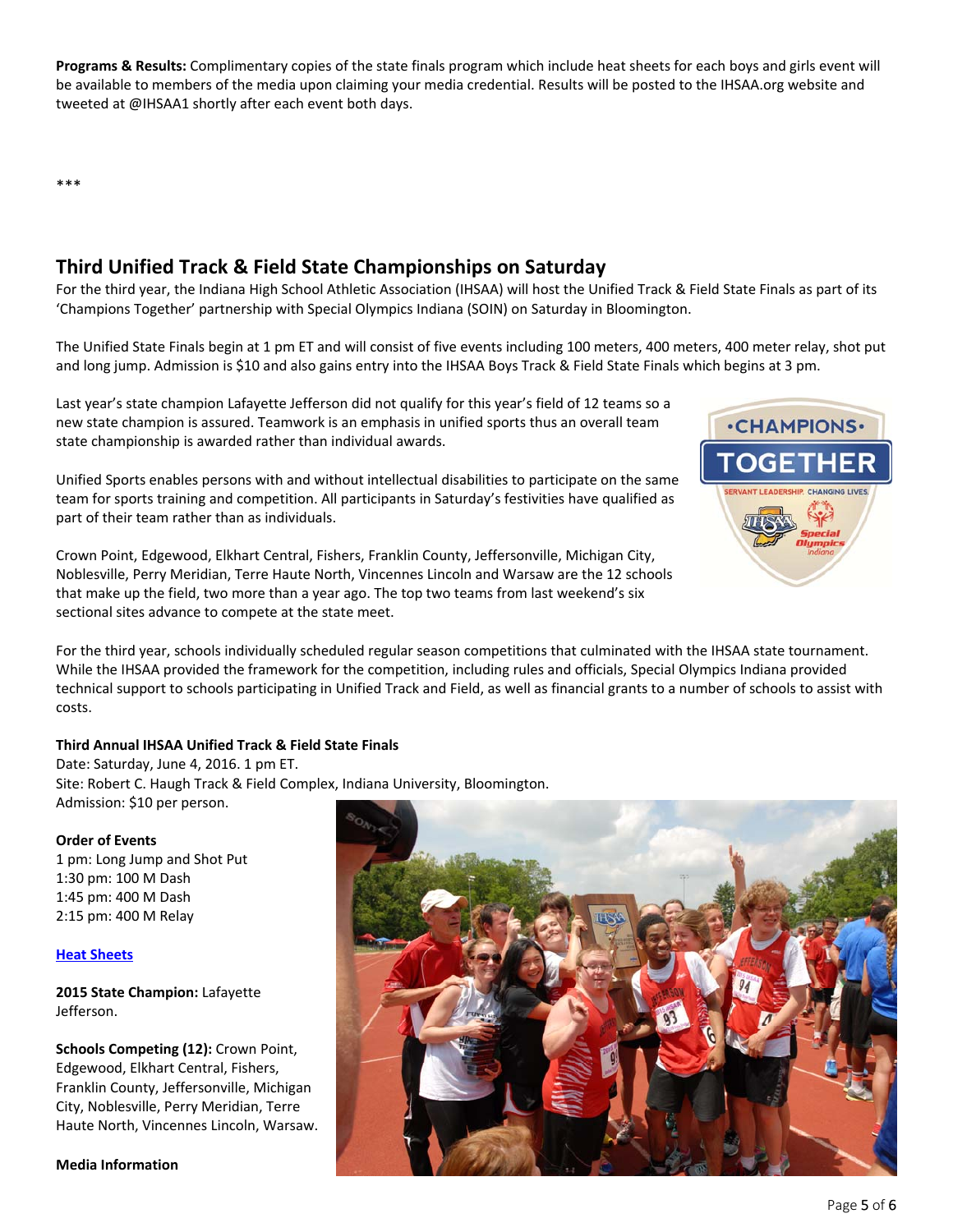**Programs & Results:** Complimentary copies of the state finals program which include heat sheets for each boys and girls event will be available to members of the media upon claiming your media credential. Results will be posted to the IHSAA.org website and tweeted at @IHSAA1 shortly after each event both days.

***

## Third Unified Track & Field State Championships on Saturday

For the third year, the Indiana High School Athletic Association (IHSAA) will host the Unified Track & Field State Finals as part of its 'Champions Together' partnership with Special Olympics Indiana (SOIN) on Saturday in Bloomington.

The Unified State Finals begin at 1 pm ET and will consist of five events including 100 meters, 400 meters, 400 meter relay, shot put and long jump. Admission is $10 and also gains entry into the IHSAA Boys Track & Field State Finals which begins at 3 pm.

Last year's state champion Lafayette Jefferson did not qualify for this year's field of 12 teams so a new state champion is assured. Teamwork is an emphasis in unified sports thus an overall team state championship is awarded rather than individual awards.

Unified Sports enables persons with and without intellectual disabilities to participate on the same team for sports training and competition. All participants in Saturday's festivities have qualified as part of their team rather than as individuals.

Crown Point, Edgewood, Elkhart Central, Fishers, Franklin County, Jeffersonville, Michigan City, Noblesville, Perry Meridian, Terre Haute North, Vincennes Lincoln and Warsaw are the 12 schools that make up the field, two more than a year ago. The top two teams from last weekend's six sectional sites advance to compete at the state meet.

For the third year, schools individually scheduled regular season competitions that culminated with the IHSAA state tournament. While the IHSAA provided the framework for the competition, including rules and officials, Special Olympics Indiana provided technical support to schools participating in Unified Track and Field, as well as financial grants to a number of schools to assist with costs.

**Third Annual IHSAA Unified Track & Field State Finals**
Date: Saturday, June 4, 2016. 1 pm ET.
Site: Robert C. Haugh Track & Field Complex, Indiana University, Bloomington.
Admission: $10 per person.

**Order of Events**
1 pm: Long Jump and Shot Put
1:30 pm: 100 M Dash
1:45 pm: 400 M Dash
2:15 pm: 400 M Relay

[Heat Sheets]

**2015 State Champion:** Lafayette Jefferson.

**Schools Competing (12):** Crown Point, Edgewood, Elkhart Central, Fishers, Franklin County, Jeffersonville, Michigan City, Noblesville, Perry Meridian, Terre Haute North, Vincennes Lincoln, Warsaw.

**Media Information**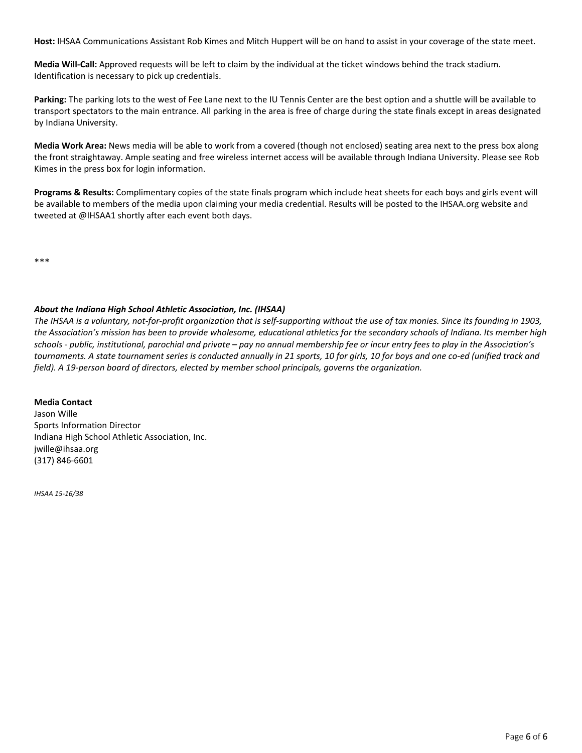**Host:** IHSAA Communications Assistant Rob Kimes and Mitch Huppert will be on hand to assist in your coverage of the state meet.

**Media Will-Call:** Approved requests will be left to claim by the individual at the ticket windows behind the track stadium. Identification is necessary to pick up credentials.

**Parking:** The parking lots to the west of Fee Lane next to the IU Tennis Center are the best option and a shuttle will be available to transport spectators to the main entrance. All parking in the area is free of charge during the state finals except in areas designated by Indiana University.

**Media Work Area:** News media will be able to work from a covered (though not enclosed) seating area next to the press box along the front straightaway. Ample seating and free wireless internet access will be available through Indiana University. Please see Rob Kimes in the press box for login information.

**Programs & Results:** Complimentary copies of the state finals program which include heat sheets for each boys and girls event will be available to members of the media upon claiming your media credential. Results will be posted to the IHSAA.org website and tweeted at @IHSAA1 shortly after each event both days.

***

***About the Indiana High School Athletic Association, Inc. (IHSAA)***

*The IHSAA is a voluntary, not-for-profit organization that is self-supporting without the use of tax monies. Since its founding in 1903, the Association's mission has been to provide wholesome, educational athletics for the secondary schools of Indiana. Its member high schools - public, institutional, parochial and private – pay no annual membership fee or incur entry fees to play in the Association's tournaments. A state tournament series is conducted annually in 21 sports, 10 for girls, 10 for boys and one co-ed (unified track and field). A 19-person board of directors, elected by member school principals, governs the organization.*

**Media Contact**
Jason Wille
Sports Information Director
Indiana High School Athletic Association, Inc.
jwille@ihsaa.org
(317) 846-6601

*IHSAA 15-16/38*